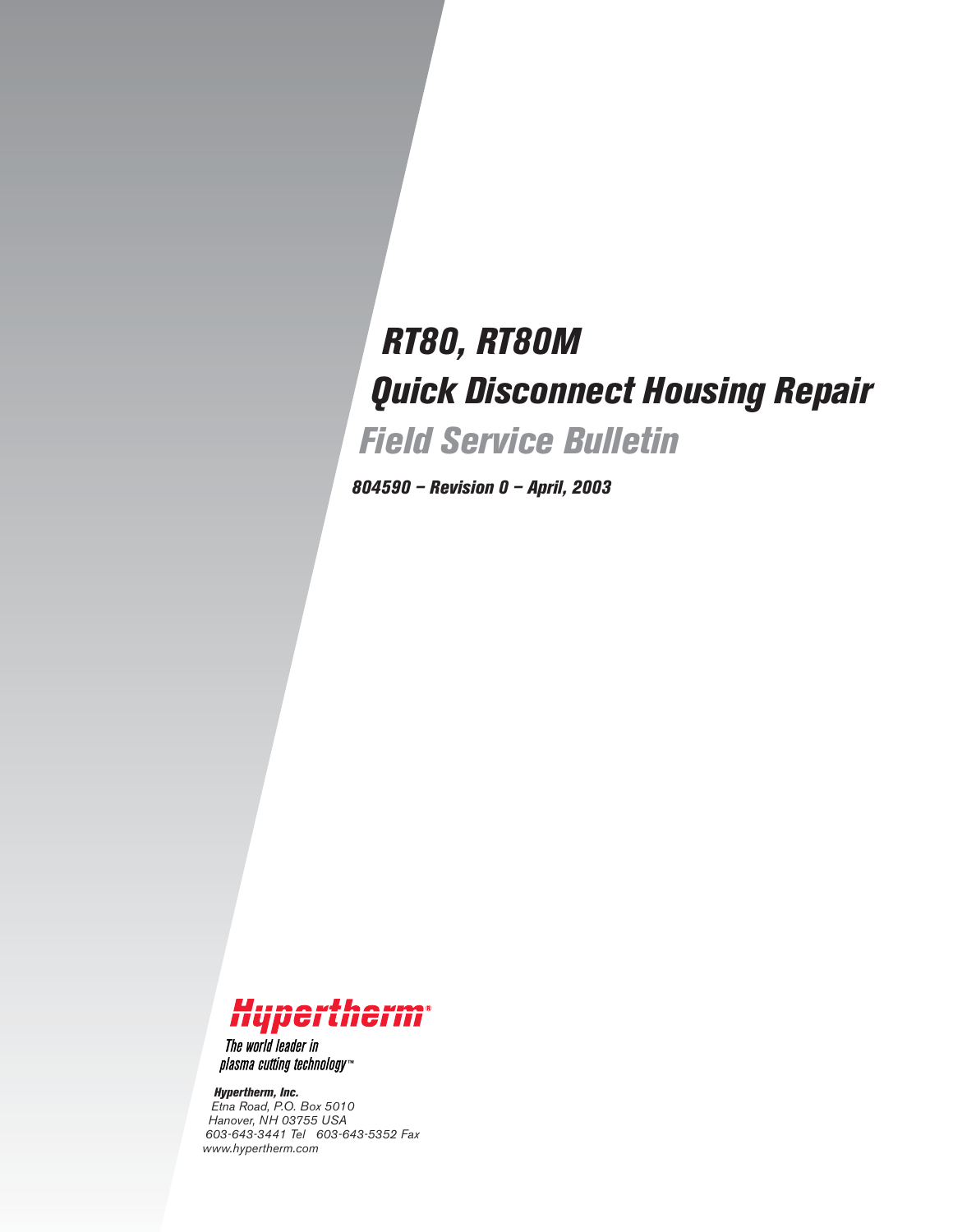# RT80, RT80M

# Quick Disconnect Housing Repair

## Field Service Bulletin

**804590 – Revision 0 – April, 2003**

Hypertherm®

The world leader in plasma cutting technology™

**Hypertherm, Inc.**
Etna Road, P.O. Box 5010
Hanover, NH 03755 USA
603-643-3441 Tel 603-643-5352 Fax
www.hypertherm.com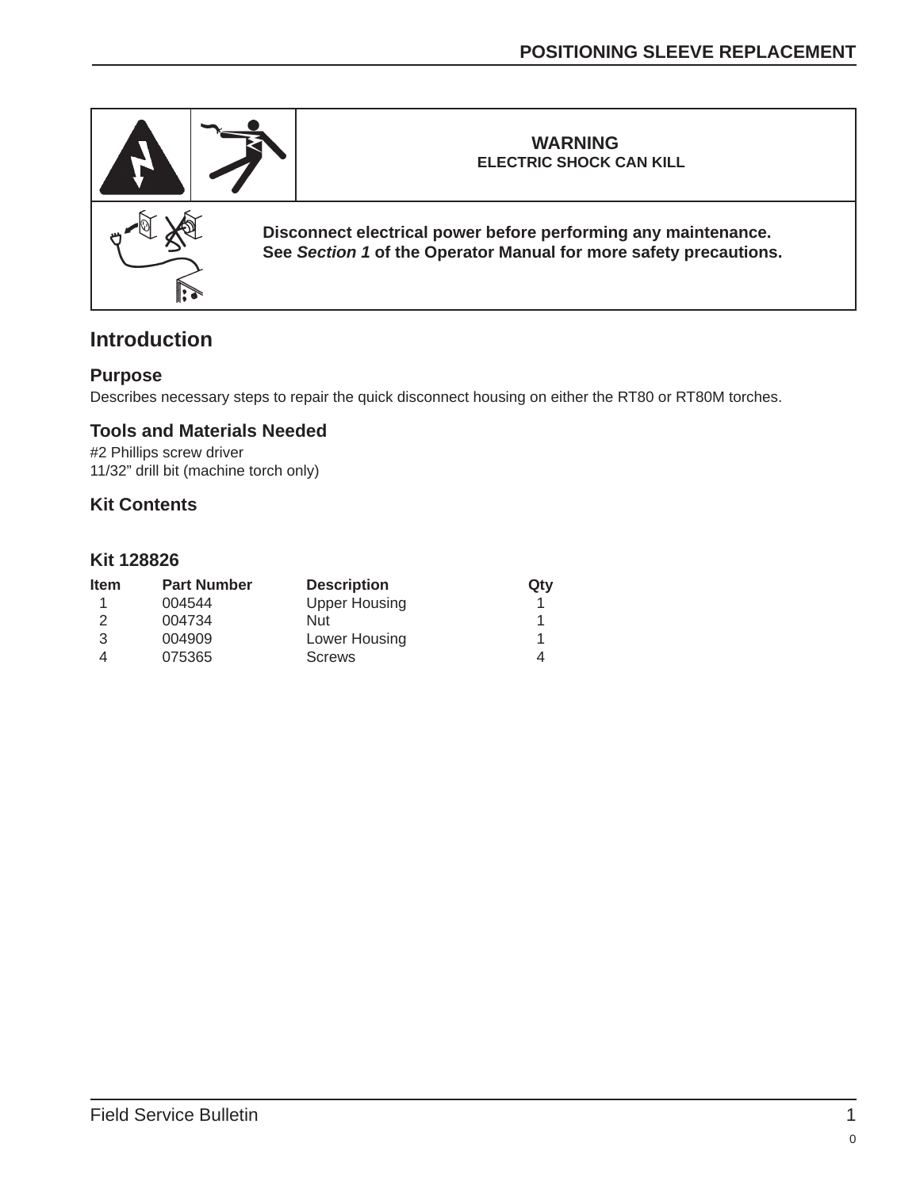**WARNING**
**ELECTRIC SHOCK CAN KILL**

**Disconnect electrical power before performing any maintenance.**
**See *Section 1* of the Operator Manual for more safety precautions.**

## Introduction

### Purpose

Describes necessary steps to repair the quick disconnect housing on either the RT80 or RT80M torches.

### Tools and Materials Needed

#2 Phillips screw driver
11/32" drill bit (machine torch only)

### Kit Contents

### Kit 128826

| Item | Part Number | Description | Qty |
|---|---|---|---|
| 1 | 004544 | Upper Housing | 1 |
| 2 | 004734 | Nut | 1 |
| 3 | 004909 | Lower Housing | 1 |
| 4 | 075365 | Screws | 4 |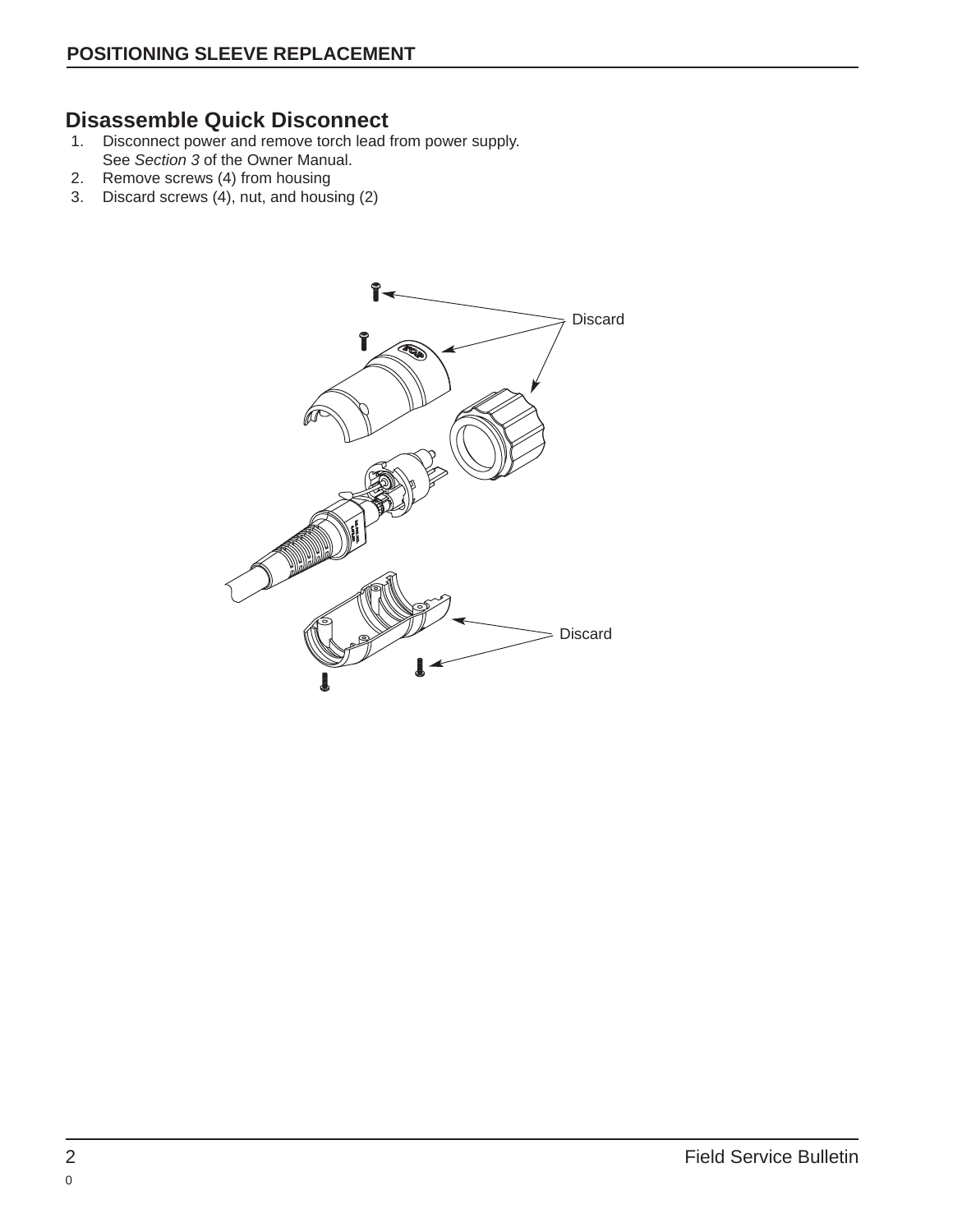## Disassemble Quick Disconnect

1. Disconnect power and remove torch lead from power supply. See *Section 3* of the Owner Manual.
2. Remove screws (4) from housing
3. Discard screws (4), nut, and housing (2)

Discard

Discard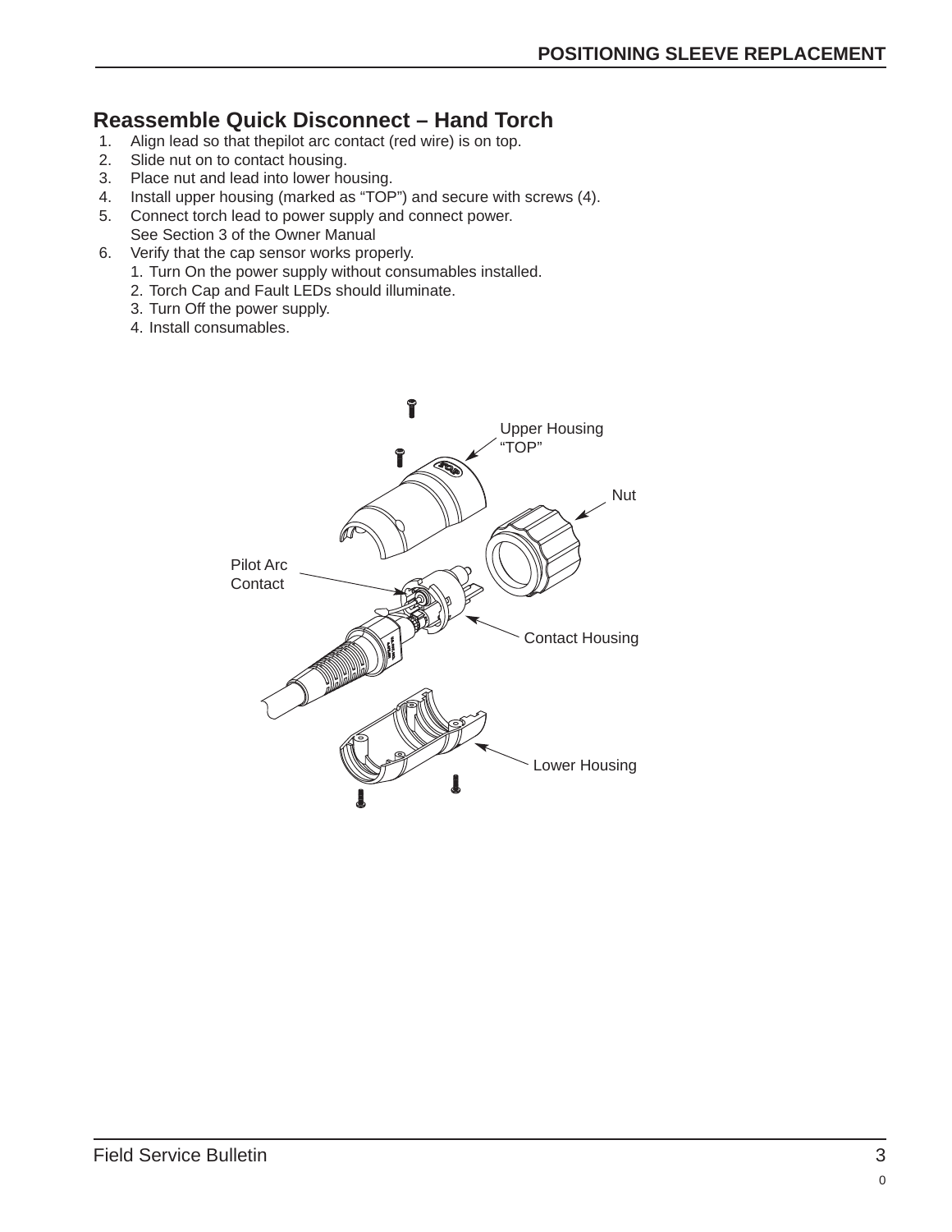## Reassemble Quick Disconnect – Hand Torch

1. Align lead so that thepilot arc contact (red wire) is on top.
2. Slide nut on to contact housing.
3. Place nut and lead into lower housing.
4. Install upper housing (marked as "TOP") and secure with screws (4).
5. Connect torch lead to power supply and connect power.
   See Section 3 of the Owner Manual
6. Verify that the cap sensor works properly.
   1. Turn On the power supply without consumables installed.
   2. Torch Cap and Fault LEDs should illuminate.
   3. Turn Off the power supply.
   4. Install consumables.

Upper Housing "TOP"

Nut

Pilot Arc Contact

Contact Housing

Lower Housing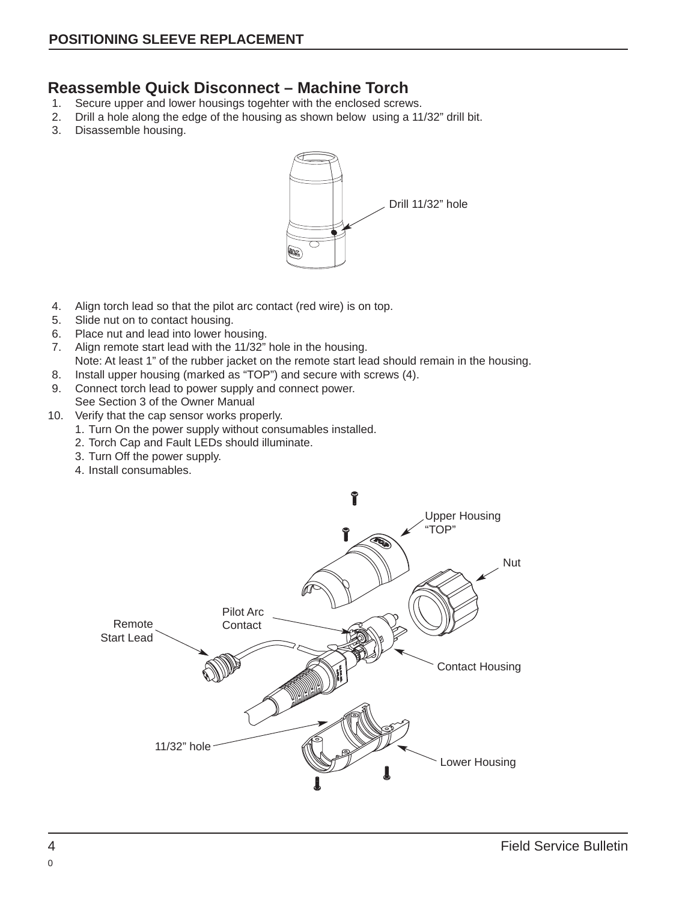## Reassemble Quick Disconnect – Machine Torch

1. Secure upper and lower housings togehter with the enclosed screws.
2. Drill a hole along the edge of the housing as shown below using a 11/32” drill bit.
3. Disassemble housing.

Drill 11/32” hole

4. Align torch lead so that the pilot arc contact (red wire) is on top.
5. Slide nut on to contact housing.
6. Place nut and lead into lower housing.
7. Align remote start lead with the 11/32” hole in the housing.
   Note: At least 1” of the rubber jacket on the remote start lead should remain in the housing.
8. Install upper housing (marked as “TOP”) and secure with screws (4).
9. Connect torch lead to power supply and connect power.
   See Section 3 of the Owner Manual
10. Verify that the cap sensor works properly.
    1. Turn On the power supply without consumables installed.
    2. Torch Cap and Fault LEDs should illuminate.
    3. Turn Off the power supply.
    4. Install consumables.

Upper Housing “TOP”

Nut

Pilot Arc Contact

Remote Start Lead

Contact Housing

11/32” hole

Lower Housing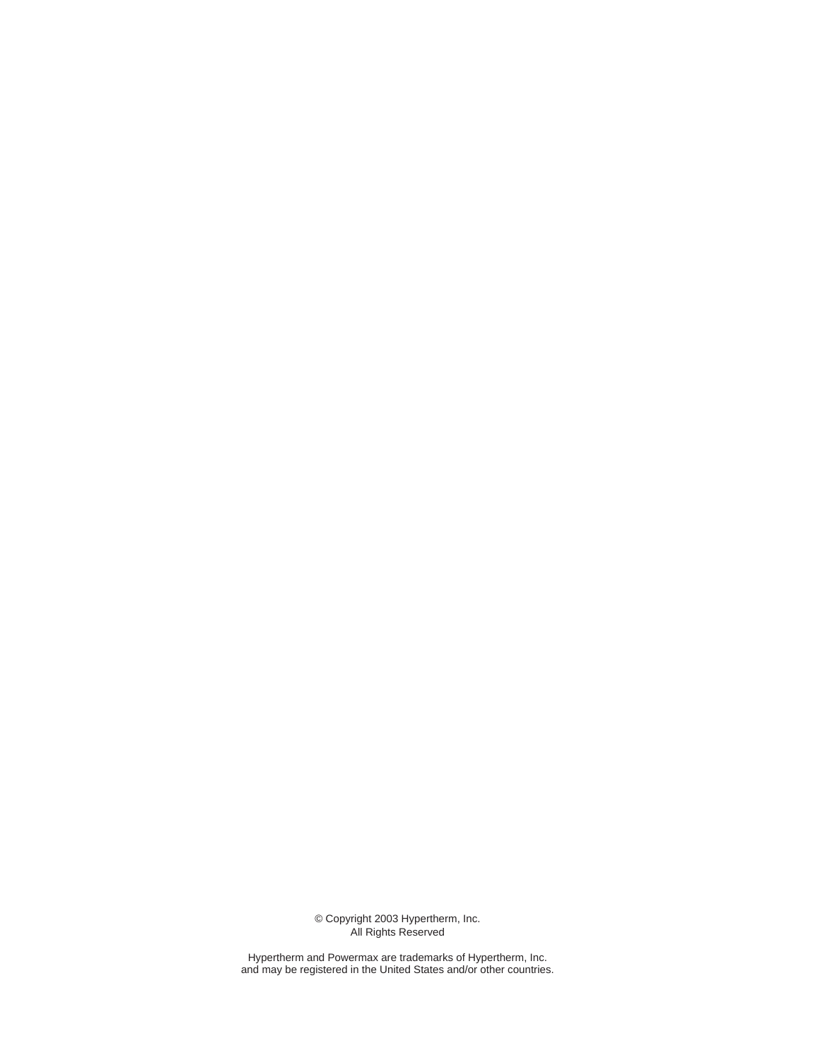© Copyright 2003 Hypertherm, Inc.
All Rights Reserved

Hypertherm and Powermax are trademarks of Hypertherm, Inc.
and may be registered in the United States and/or other countries.